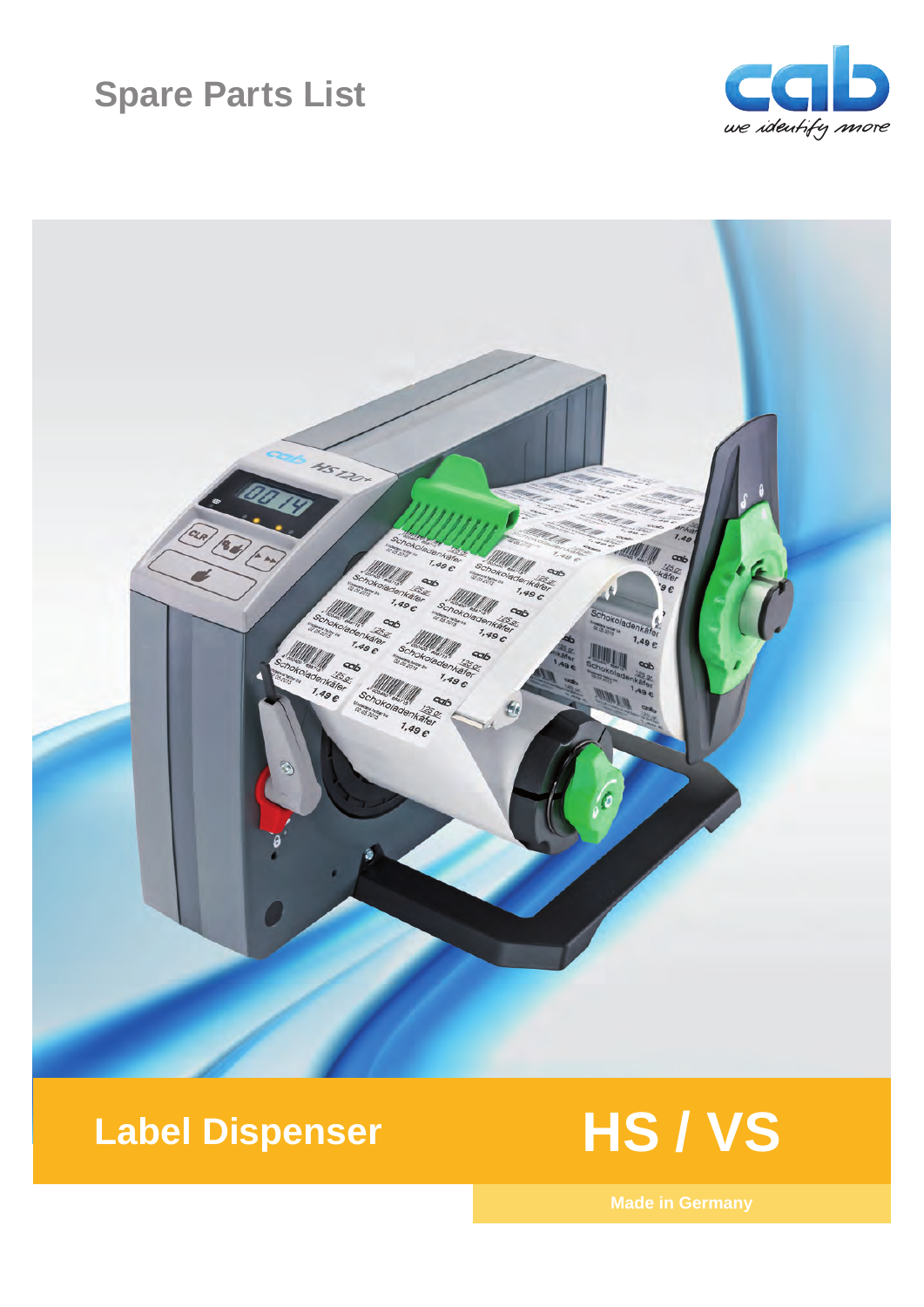# Spare Parts List

cab
we identify more

# Label Dispenser

# HS / VS

Made in Germany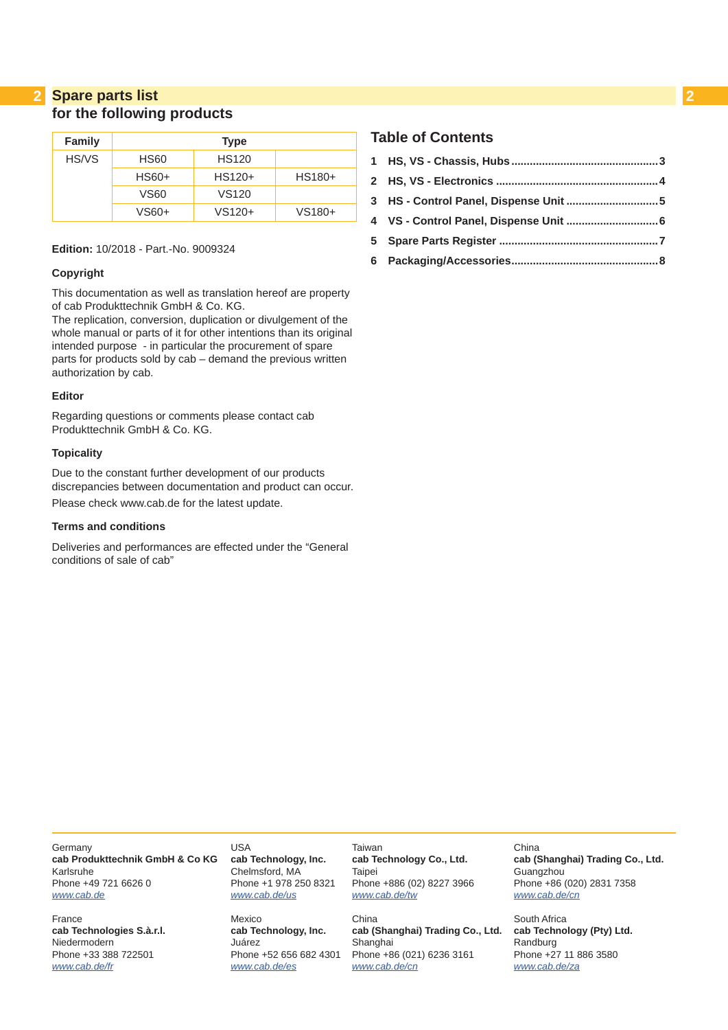## 2 Spare parts list
### for the following products

| Family | Type | | |
|---|---|---|---|
| HS/VS | HS60 | HS120 | |
| | HS60+ | HS120+ | HS180+ |
| | VS60 | VS120 | |
| | VS60+ | VS120+ | VS180+ |

**Edition:** 10/2018 - Part.-No. 9009324

**Copyright**

This documentation as well as translation hereof are property of cab Produkttechnik GmbH & Co. KG.
The replication, conversion, duplication or divulgement of the whole manual or parts of it for other intentions than its original intended purpose - in particular the procurement of spare parts for products sold by cab – demand the previous written authorization by cab.

**Editor**

Regarding questions or comments please contact cab Produkttechnik GmbH & Co. KG.

**Topicality**

Due to the constant further development of our products discrepancies between documentation and product can occur.

Please check www.cab.de for the latest update.

**Terms and conditions**

Deliveries and performances are effected under the “General conditions of sale of cab”

### Table of Contents

1 **HS, VS - Chassis, Hubs** ........ 3
2 **HS, VS - Electronics** ........ 4
3 **HS - Control Panel, Dispense Unit** ........ 5
4 **VS - Control Panel, Dispense Unit** ........ 6
5 **Spare Parts Register** ........ 7
6 **Packaging/Accessories** ........ 8

Germany
**cab Produkttechnik GmbH & Co KG**
Karlsruhe
Phone +49 721 6626 0
www.cab.de

USA
**cab Technology, Inc.**
Chelmsford, MA
Phone +1 978 250 8321
www.cab.de/us

Taiwan
**cab Technology Co., Ltd.**
Taipei
Phone +886 (02) 8227 3966
www.cab.de/tw

China
**cab (Shanghai) Trading Co., Ltd.**
Guangzhou
Phone +86 (020) 2831 7358
www.cab.de/cn

France
**cab Technologies S.à.r.l.**
Niedermodern
Phone +33 388 722501
www.cab.de/fr

Mexico
**cab Technology, Inc.**
Juárez
Phone +52 656 682 4301
www.cab.de/es

China
**cab (Shanghai) Trading Co., Ltd.**
Shanghai
Phone +86 (021) 6236 3161
www.cab.de/cn

South Africa
**cab Technology (Pty) Ltd.**
Randburg
Phone +27 11 886 3580
www.cab.de/za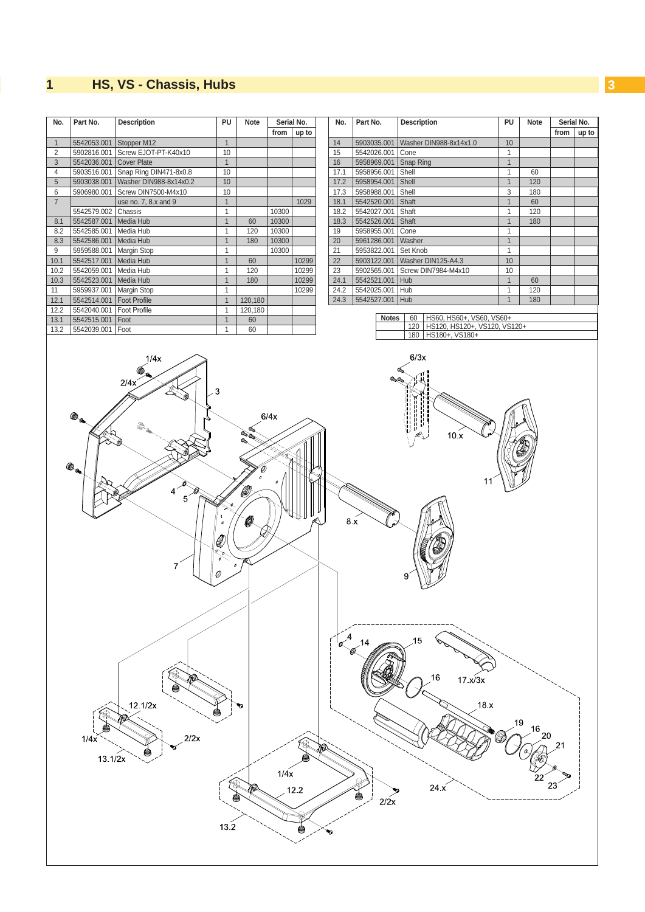# 1 HS, VS - Chassis, Hubs

| No. | Part No. | Description | PU | Note | Serial No. | |
|---|---|---|---|---|---|---|
| | | | | | from | up to |
| 1 | 5542053.001 | Stopper M12 | 1 | | | |
| 2 | 5902816.001 | Screw EJOT-PT-K40x10 | 10 | | | |
| 3 | 5542036.001 | Cover Plate | 1 | | | |
| 4 | 5903516.001 | Snap Ring DIN471-8x0.8 | 10 | | | |
| 5 | 5903038.001 | Washer DIN988-8x14x0.2 | 10 | | | |
| 6 | 5906980.001 | Screw DIN7500-M4x10 | 10 | | | |
| 7 | | use no. 7, 8.x and 9 | 1 | | | 1029 |
| | 5542579.002 | Chassis | 1 | | 10300 | |
| 8.1 | 5542587.001 | Media Hub | 1 | 60 | 10300 | |
| 8.2 | 5542585.001 | Media Hub | 1 | 120 | 10300 | |
| 8.3 | 5542586.001 | Media Hub | 1 | 180 | 10300 | |
| 9 | 5959588.001 | Margin Stop | 1 | | 10300 | |
| 10.1 | 5542517.001 | Media Hub | 1 | 60 | | 10299 |
| 10.2 | 5542059.001 | Media Hub | 1 | 120 | | 10299 |
| 10.3 | 5542523.001 | Media Hub | 1 | 180 | | 10299 |
| 11 | 5959937.001 | Margin Stop | 1 | | | 10299 |
| 12.1 | 5542514.001 | Foot Profile | 1 | 120,180 | | |
| 12.2 | 5542040.001 | Foot Profile | 1 | 120,180 | | |
| 13.1 | 5542515.001 | Foot | 1 | 60 | | |
| 13.2 | 5542039.001 | Foot | 1 | 60 | | |

| No. | Part No. | Description | PU | Note | Serial No. | |
|---|---|---|---|---|---|---|
| | | | | | from | up to |
| 14 | 5903035.001 | Washer DIN988-8x14x1.0 | 10 | | | |
| 15 | 5542026.001 | Cone | 1 | | | |
| 16 | 5958969.001 | Snap Ring | 1 | | | |
| 17.1 | 5958956.001 | Shell | 1 | 60 | | |
| 17.2 | 5958954.001 | Shell | 1 | 120 | | |
| 17.3 | 5958988.001 | Shell | 3 | 180 | | |
| 18.1 | 5542520.001 | Shaft | 1 | 60 | | |
| 18.2 | 5542027.001 | Shaft | 1 | 120 | | |
| 18.3 | 5542526.001 | Shaft | 1 | 180 | | |
| 19 | 5958955.001 | Cone | 1 | | | |
| 20 | 5961286.001 | Washer | 1 | | | |
| 21 | 5953822.001 | Set Knob | 1 | | | |
| 22 | 5903122.001 | Washer DIN125-A4.3 | 10 | | | |
| 23 | 5902565.001 | Screw DIN7984-M4x10 | 10 | | | |
| 24.1 | 5542521.001 | Hub | 1 | 60 | | |
| 24.2 | 5542025.001 | Hub | 1 | 120 | | |
| 24.3 | 5542527.001 | Hub | 1 | 180 | | |

| Notes | | |
|---|---|---|
| | 60 | HS60, HS60+, VS60, VS60+ |
| | 120 | HS120, HS120+, VS120, VS120+ |
| | 180 | HS180+, VS180+ |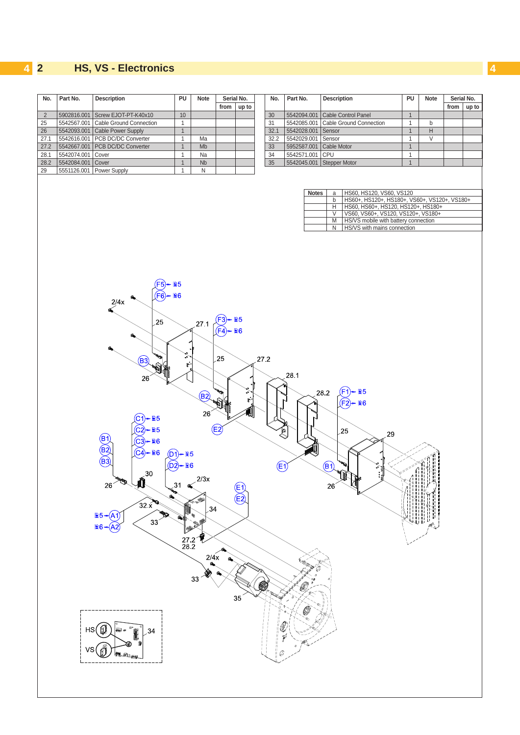## 2 HS, VS - Electronics

| No. | Part No. | Description | PU | Note | Serial No. from | Serial No. up to |
|---|---|---|---|---|---|---|
| 2 | 5902816.001 | Screw EJOT-PT-K40x10 | 10 | | | |
| 25 | 5542567.001 | Cable Ground Connection | 1 | | | |
| 26 | 5542093.001 | Cable Power Supply | 1 | | | |
| 27.1 | 5542616.001 | PCB DC/DC Converter | 1 | Ma | | |
| 27.2 | 5542667.001 | PCB DC/DC Converter | 1 | Mb | | |
| 28.1 | 5542074.001 | Cover | 1 | Na | | |
| 28.2 | 5542084.001 | Cover | 1 | Nb | | |
| 29 | 5551126.001 | Power Supply | 1 | N | | |

| No. | Part No. | Description | PU | Note | Serial No. from | Serial No. up to |
|---|---|---|---|---|---|---|
| 30 | 5542094.001 | Cable Control Panel | 1 | | | |
| 31 | 5542085.001 | Cable Ground Connection | 1 | b | | |
| 32.1 | 5542028.001 | Sensor | 1 | H | | |
| 32.2 | 5542029.001 | Sensor | 1 | V | | |
| 33 | 5952587.001 | Cable Motor | 1 | | | |
| 34 | 5542571.001 | CPU | 1 | | | |
| 35 | 5542045.001 | Stepper Motor | 1 | | | |

| Notes | | |
|---|---|---|
| | a | HS60, HS120, VS60, VS120 |
| | b | HS60+, HS120+, HS180+, VS60+, VS120+, VS180+ |
| | H | HS60, HS60+, HS120, HS120+, HS180+ |
| | V | VS60, VS60+, VS120, VS120+, VS180+ |
| | M | HS/VS mobile with battery connection |
| | N | HS/VS with mains connection |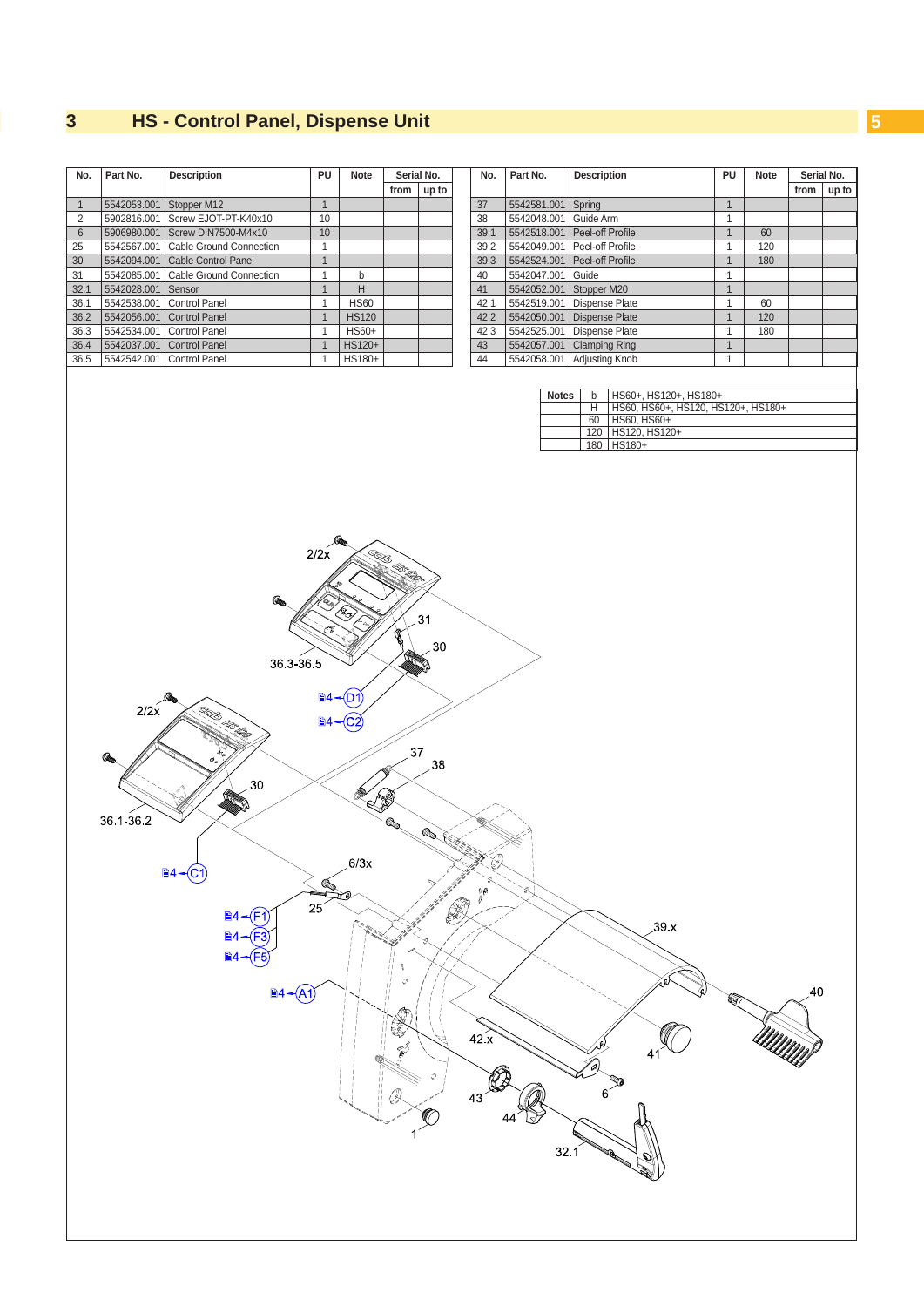## 3 HS - Control Panel, Dispense Unit

| No. | Part No. | Description | PU | Note | Serial No. | |
|---|---|---|---|---|---|---|
| | | | | | from | up to |
| 1 | 5542053.001 | Stopper M12 | 1 | | | |
| 2 | 5902816.001 | Screw EJOT-PT-K40x10 | 10 | | | |
| 6 | 5906980.001 | Screw DIN7500-M4x10 | 10 | | | |
| 25 | 5542567.001 | Cable Ground Connection | 1 | | | |
| 30 | 5542094.001 | Cable Control Panel | 1 | | | |
| 31 | 5542085.001 | Cable Ground Connection | 1 | b | | |
| 32.1 | 5542028.001 | Sensor | 1 | H | | |
| 36.1 | 5542538.001 | Control Panel | 1 | HS60 | | |
| 36.2 | 5542056.001 | Control Panel | 1 | HS120 | | |
| 36.3 | 5542534.001 | Control Panel | 1 | HS60+ | | |
| 36.4 | 5542037.001 | Control Panel | 1 | HS120+ | | |
| 36.5 | 5542542.001 | Control Panel | 1 | HS180+ | | |

| No. | Part No. | Description | PU | Note | Serial No. | |
|---|---|---|---|---|---|---|
| | | | | | from | up to |
| 37 | 5542581.001 | Spring | 1 | | | |
| 38 | 5542048.001 | Guide Arm | 1 | | | |
| 39.1 | 5542518.001 | Peel-off Profile | 1 | 60 | | |
| 39.2 | 5542049.001 | Peel-off Profile | 1 | 120 | | |
| 39.3 | 5542524.001 | Peel-off Profile | 1 | 180 | | |
| 40 | 5542047.001 | Guide | 1 | | | |
| 41 | 5542052.001 | Stopper M20 | 1 | | | |
| 42.1 | 5542519.001 | Dispense Plate | 1 | 60 | | |
| 42.2 | 5542050.001 | Dispense Plate | 1 | 120 | | |
| 42.3 | 5542525.001 | Dispense Plate | 1 | 180 | | |
| 43 | 5542057.001 | Clamping Ring | 1 | | | |
| 44 | 5542058.001 | Adjusting Knob | 1 | | | |

| Notes | | |
|---|---|---|
| | b | HS60+, HS120+, HS180+ |
| | H | HS60, HS60+, HS120, HS120+, HS180+ |
| | 60 | HS60, HS60+ |
| | 120 | HS120, HS120+ |
| | 180 | HS180+ |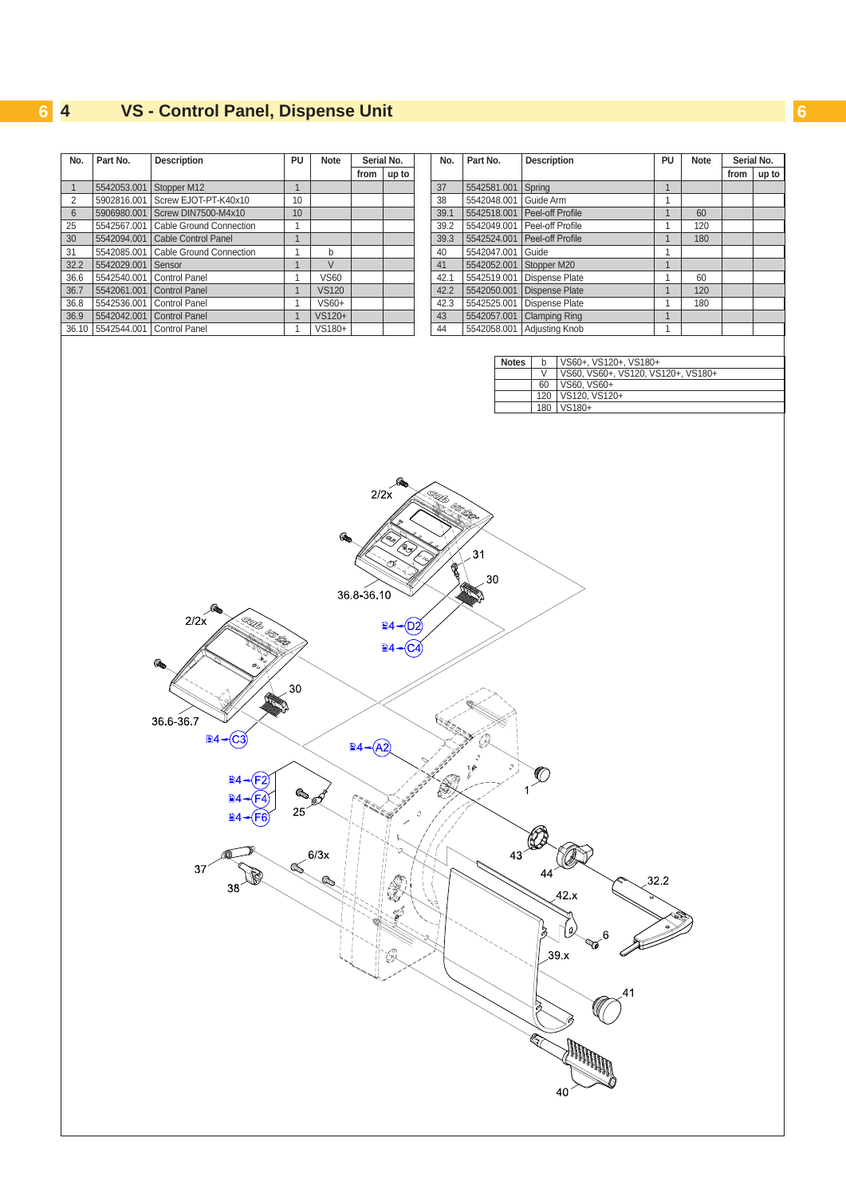# 4 VS - Control Panel, Dispense Unit

| No. | Part No. | Description | PU | Note | Serial No. from | Serial No. up to |
|---|---|---|---|---|---|---|
| 1 | 5542053.001 | Stopper M12 | 1 | | | |
| 2 | 5902816.001 | Screw EJOT-PT-K40x10 | 10 | | | |
| 6 | 5906980.001 | Screw DIN7500-M4x10 | 10 | | | |
| 25 | 5542567.001 | Cable Ground Connection | 1 | | | |
| 30 | 5542094.001 | Cable Control Panel | 1 | | | |
| 31 | 5542085.001 | Cable Ground Connection | 1 | b | | |
| 32.2 | 5542029.001 | Sensor | 1 | V | | |
| 36.6 | 5542540.001 | Control Panel | 1 | VS60 | | |
| 36.7 | 5542061.001 | Control Panel | 1 | VS120 | | |
| 36.8 | 5542536.001 | Control Panel | 1 | VS60+ | | |
| 36.9 | 5542042.001 | Control Panel | 1 | VS120+ | | |
| 36.10 | 5542544.001 | Control Panel | 1 | VS180+ | | |

| No. | Part No. | Description | PU | Note | Serial No. from | Serial No. up to |
|---|---|---|---|---|---|---|
| 37 | 5542581.001 | Spring | 1 | | | |
| 38 | 5542048.001 | Guide Arm | 1 | | | |
| 39.1 | 5542518.001 | Peel-off Profile | 1 | 60 | | |
| 39.2 | 5542049.001 | Peel-off Profile | 1 | 120 | | |
| 39.3 | 5542524.001 | Peel-off Profile | 1 | 180 | | |
| 40 | 5542047.001 | Guide | 1 | | | |
| 41 | 5542052.001 | Stopper M20 | 1 | | | |
| 42.1 | 5542519.001 | Dispense Plate | 1 | 60 | | |
| 42.2 | 5542050.001 | Dispense Plate | 1 | 120 | | |
| 42.3 | 5542525.001 | Dispense Plate | 1 | 180 | | |
| 43 | 5542057.001 | Clamping Ring | 1 | | | |
| 44 | 5542058.001 | Adjusting Knob | 1 | | | |

| Notes | | |
|---|---|---|
| | b | VS60+, VS120+, VS180+ |
| | V | VS60, VS60+, VS120, VS120+, VS180+ |
| | 60 | VS60, VS60+ |
| | 120 | VS120, VS120+ |
| | 180 | VS180+ |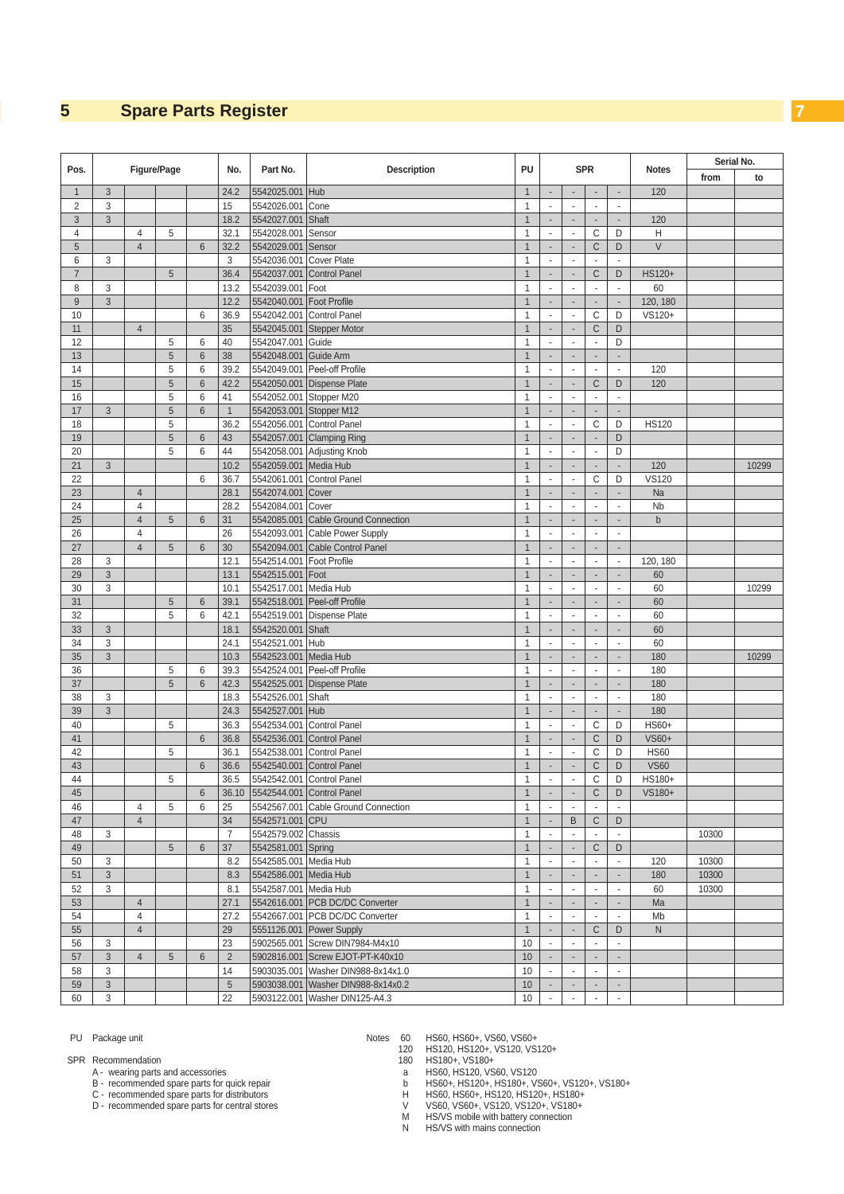# 5 Spare Parts Register

| Pos. | Figure/Page | | | | No. | Part No. | Description | PU | SPR | | | | Notes | Serial No. | |
|---|---|---|---|---|---|---|---|---|---|---|---|---|---|---|---|
| | | | | | | | | | | | | | | from | to |
| 1 | 3 | | | | 24.2 | 5542025.001 | Hub | 1 | - | - | - | - | 120 | | |
| 2 | 3 | | | | 15 | 5542026.001 | Cone | 1 | - | - | - | - | | | |
| 3 | 3 | | | | 18.2 | 5542027.001 | Shaft | 1 | - | - | - | - | 120 | | |
| 4 | | 4 | 5 | | 32.1 | 5542028.001 | Sensor | 1 | - | - | C | D | H | | |
| 5 | | 4 | | 6 | 32.2 | 5542029.001 | Sensor | 1 | - | - | C | D | V | | |
| 6 | 3 | | | | 3 | 5542036.001 | Cover Plate | 1 | - | - | - | - | | | |
| 7 | | | 5 | | 36.4 | 5542037.001 | Control Panel | 1 | - | - | C | D | HS120+ | | |
| 8 | 3 | | | | 13.2 | 5542039.001 | Foot | 1 | - | - | - | - | 60 | | |
| 9 | 3 | | | | 12.2 | 5542040.001 | Foot Profile | 1 | - | - | - | - | 120, 180 | | |
| 10 | | | | 6 | 36.9 | 5542042.001 | Control Panel | 1 | - | - | C | D | VS120+ | | |
| 11 | | 4 | | | 35 | 5542045.001 | Stepper Motor | 1 | - | - | C | D | | | |
| 12 | | | 5 | 6 | 40 | 5542047.001 | Guide | 1 | - | - | - | D | | | |
| 13 | | | 5 | 6 | 38 | 5542048.001 | Guide Arm | 1 | - | - | - | - | | | |
| 14 | | | 5 | 6 | 39.2 | 5542049.001 | Peel-off Profile | 1 | - | - | - | - | 120 | | |
| 15 | | | 5 | 6 | 42.2 | 5542050.001 | Dispense Plate | 1 | - | - | C | D | 120 | | |
| 16 | | | 5 | 6 | 41 | 5542052.001 | Stopper M20 | 1 | - | - | - | - | | | |
| 17 | 3 | | 5 | 6 | 1 | 5542053.001 | Stopper M12 | 1 | - | - | - | - | | | |
| 18 | | | 5 | | 36.2 | 5542056.001 | Control Panel | 1 | - | - | C | D | HS120 | | |
| 19 | | | 5 | 6 | 43 | 5542057.001 | Clamping Ring | 1 | - | - | - | D | | | |
| 20 | | | 5 | 6 | 44 | 5542058.001 | Adjusting Knob | 1 | - | - | - | D | | | |
| 21 | 3 | | | | 10.2 | 5542059.001 | Media Hub | 1 | - | - | - | - | 120 | | 10299 |
| 22 | | | | 6 | 36.7 | 5542061.001 | Control Panel | 1 | - | - | C | D | VS120 | | |
| 23 | | 4 | | | 28.1 | 5542074.001 | Cover | 1 | - | - | - | - | Na | | |
| 24 | | 4 | | | 28.2 | 5542084.001 | Cover | 1 | - | - | - | - | Nb | | |
| 25 | | 4 | 5 | 6 | 31 | 5542085.001 | Cable Ground Connection | 1 | - | - | - | - | b | | |
| 26 | | 4 | | | 26 | 5542093.001 | Cable Power Supply | 1 | - | - | - | - | | | |
| 27 | | 4 | 5 | 6 | 30 | 5542094.001 | Cable Control Panel | 1 | - | - | - | - | | | |
| 28 | 3 | | | | 12.1 | 5542514.001 | Foot Profile | 1 | - | - | - | - | 120, 180 | | |
| 29 | 3 | | | | 13.1 | 5542515.001 | Foot | 1 | - | - | - | - | 60 | | |
| 30 | 3 | | | | 10.1 | 5542517.001 | Media Hub | 1 | - | - | - | - | 60 | | 10299 |
| 31 | | | 5 | 6 | 39.1 | 5542518.001 | Peel-off Profile | 1 | - | - | - | - | 60 | | |
| 32 | | | 5 | 6 | 42.1 | 5542519.001 | Dispense Plate | 1 | - | - | - | - | 60 | | |
| 33 | 3 | | | | 18.1 | 5542520.001 | Shaft | 1 | - | - | - | - | 60 | | |
| 34 | 3 | | | | 24.1 | 5542521.001 | Hub | 1 | - | - | - | - | 60 | | |
| 35 | 3 | | | | 10.3 | 5542523.001 | Media Hub | 1 | - | - | - | - | 180 | | 10299 |
| 36 | | | 5 | 6 | 39.3 | 5542524.001 | Peel-off Profile | 1 | - | - | - | - | 180 | | |
| 37 | | | 5 | 6 | 42.3 | 5542525.001 | Dispense Plate | 1 | - | - | - | - | 180 | | |
| 38 | 3 | | | | 18.3 | 5542526.001 | Shaft | 1 | - | - | - | - | 180 | | |
| 39 | 3 | | | | 24.3 | 5542527.001 | Hub | 1 | - | - | - | - | 180 | | |
| 40 | | | 5 | | 36.3 | 5542534.001 | Control Panel | 1 | - | - | C | D | HS60+ | | |
| 41 | | | | 6 | 36.8 | 5542536.001 | Control Panel | 1 | - | - | C | D | VS60+ | | |
| 42 | | | 5 | | 36.1 | 5542538.001 | Control Panel | 1 | - | - | C | D | HS60 | | |
| 43 | | | | 6 | 36.6 | 5542540.001 | Control Panel | 1 | - | - | C | D | VS60 | | |
| 44 | | | 5 | | 36.5 | 5542542.001 | Control Panel | 1 | - | - | C | D | HS180+ | | |
| 45 | | | | 6 | 36.10 | 5542544.001 | Control Panel | 1 | - | - | C | D | VS180+ | | |
| 46 | | 4 | 5 | 6 | 25 | 5542567.001 | Cable Ground Connection | 1 | - | - | - | - | | | |
| 47 | | 4 | | | 34 | 5542571.001 | CPU | 1 | - | B | C | D | | | |
| 48 | 3 | | | | 7 | 5542579.002 | Chassis | 1 | - | - | - | - | | 10300 | |
| 49 | | | 5 | 6 | 37 | 5542581.001 | Spring | 1 | - | - | C | D | | | |
| 50 | 3 | | | | 8.2 | 5542585.001 | Media Hub | 1 | - | - | - | - | 120 | 10300 | |
| 51 | 3 | | | | 8.3 | 5542586.001 | Media Hub | 1 | - | - | - | - | 180 | 10300 | |
| 52 | 3 | | | | 8.1 | 5542587.001 | Media Hub | 1 | - | - | - | - | 60 | 10300 | |
| 53 | | 4 | | | 27.1 | 5542616.001 | PCB DC/DC Converter | 1 | - | - | - | - | Ma | | |
| 54 | | 4 | | | 27.2 | 5542667.001 | PCB DC/DC Converter | 1 | - | - | - | - | Mb | | |
| 55 | | 4 | | | 29 | 5551126.001 | Power Supply | 1 | - | - | C | D | N | | |
| 56 | 3 | | | | 23 | 5902565.001 | Screw DIN7984-M4x10 | 10 | - | - | - | - | | | |
| 57 | 3 | 4 | 5 | 6 | 2 | 5902816.001 | Screw EJOT-PT-K40x10 | 10 | - | - | - | - | | | |
| 58 | 3 | | | | 14 | 5903035.001 | Washer DIN988-8x14x1.0 | 10 | - | - | - | - | | | |
| 59 | 3 | | | | 5 | 5903038.001 | Washer DIN988-8x14x0.2 | 10 | - | - | - | - | | | |
| 60 | 3 | | | | 22 | 5903122.001 | Washer DIN125-A4.3 | 10 | - | - | - | - | | | |

PU Package unit

SPR Recommendation
- A - wearing parts and accessories
- B - recommended spare parts for quick repair
- C - recommended spare parts for distributors
- D - recommended spare parts for central stores

Notes
- 60 HS60, HS60+, VS60, VS60+
- 120 HS120, HS120+, VS120, VS120+
- 180 HS180+, VS180+
- a HS60, HS120, VS60, VS120
- b HS60+, HS120+, HS180+, VS60+, VS120+, VS180+
- H HS60, HS60+, HS120, HS120+, HS180+
- V VS60, VS60+, VS120, VS120+, VS180+
- M HS/VS mobile with battery connection
- N HS/VS with mains connection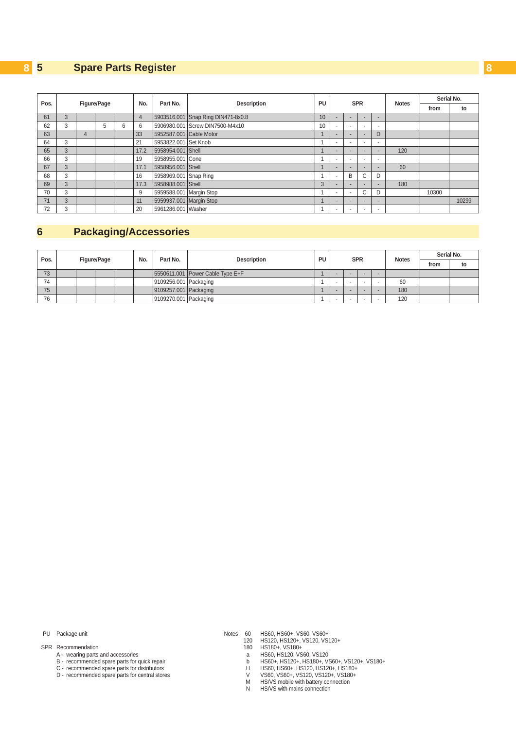## 5 Spare Parts Register

| Pos. | Figure/Page | | | | No. | Part No. | Description | PU | SPR | | | | Notes | Serial No. | |
|---|---|---|---|---|---|---|---|---|---|---|---|---|---|---|---|
| | | | | | | | | | | | | | | from | to |
| 61 | 3 | | | | 4 | 5903516.001 | Snap Ring DIN471-8x0.8 | 10 | - | - | - | - | | | |
| 62 | 3 | | 5 | 6 | 6 | 5906980.001 | Screw DIN7500-M4x10 | 10 | - | - | - | - | | | |
| 63 | | 4 | | | 33 | 5952587.001 | Cable Motor | 1 | - | - | - | D | | | |
| 64 | 3 | | | | 21 | 5953822.001 | Set Knob | 1 | - | - | - | - | | | |
| 65 | 3 | | | | 17.2 | 5958954.001 | Shell | 1 | - | - | - | - | 120 | | |
| 66 | 3 | | | | 19 | 5958955.001 | Cone | 1 | - | - | - | - | | | |
| 67 | 3 | | | | 17.1 | 5958956.001 | Shell | 1 | - | - | - | - | 60 | | |
| 68 | 3 | | | | 16 | 5958969.001 | Snap Ring | 1 | - | B | C | D | | | |
| 69 | 3 | | | | 17.3 | 5958988.001 | Shell | 3 | - | - | - | - | 180 | | |
| 70 | 3 | | | | 9 | 5959588.001 | Margin Stop | 1 | - | - | C | D | | 10300 | |
| 71 | 3 | | | | 11 | 5959937.001 | Margin Stop | 1 | - | - | - | - | | | 10299 |
| 72 | 3 | | | | 20 | 5961286.001 | Washer | 1 | - | - | - | - | | | |

## 6 Packaging/Accessories

| Pos. | Figure/Page | | | | No. | Part No. | Description | PU | SPR | | | | Notes | Serial No. | |
|---|---|---|---|---|---|---|---|---|---|---|---|---|---|---|---|
| | | | | | | | | | | | | | | from | to |
| 73 | | | | | | 5550611.001 | Power Cable Type E+F | 1 | - | - | - | - | | | |
| 74 | | | | | | 9109256.001 | Packaging | 1 | - | - | - | - | 60 | | |
| 75 | | | | | | 9109257.001 | Packaging | 1 | - | - | - | - | 180 | | |
| 76 | | | | | | 9109270.001 | Packaging | 1 | - | - | - | - | 120 | | |

PU Package unit

SPR Recommendation
- A - wearing parts and accessories
- B - recommended spare parts for quick repair
- C - recommended spare parts for distributors
- D - recommended spare parts for central stores

Notes
- 60 HS60, HS60+, VS60, VS60+
- 120 HS120, HS120+, VS120, VS120+
- 180 HS180+, VS180+
- a HS60, HS120, VS60, VS120
- b HS60+, HS120+, HS180+, VS60+, VS120+, VS180+
- H HS60, HS60+, HS120, HS120+, HS180+
- V VS60, VS60+, VS120, VS120+, VS180+
- M HS/VS mobile with battery connection
- N HS/VS with mains connection